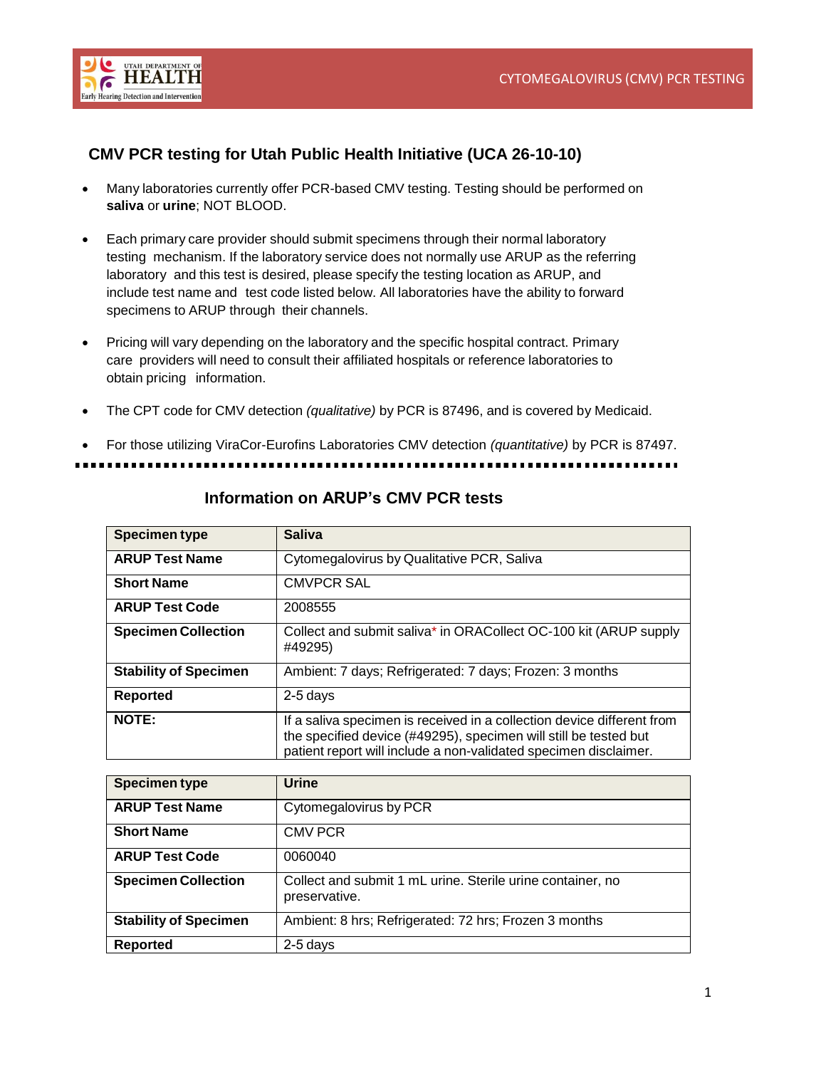## CMV PCR testing for Utah Public Health Initiative (UCA 26-10-10)

- Many laboratories currently offer PCR-based CMV testing. Testing should be performed on **saliva** or **urine**; NOT BLOOD.

- Each primary care provider should submit specimens through their normal laboratory testing mechanism. If the laboratory service does not normally use ARUP as the referring laboratory and this test is desired, please specify the testing location as ARUP, and include test name and test code listed below. All laboratories have the ability to forward specimens to ARUP through their channels.

- Pricing will vary depending on the laboratory and the specific hospital contract. Primary care providers will need to consult their affiliated hospitals or reference laboratories to obtain pricing information.

- The CPT code for CMV detection *(qualitative)* by PCR is 87496, and is covered by Medicaid.

- For those utilizing ViraCor-Eurofins Laboratories CMV detection *(quantitative)* by PCR is 87497.

---

### Information on ARUP's CMV PCR tests

| **Specimen type** | **Saliva** |
|---|---|
| **ARUP Test Name** | Cytomegalovirus by Qualitative PCR, Saliva |
| **Short Name** | CMVPCR SAL |
| **ARUP Test Code** | 2008555 |
| **Specimen Collection** | Collect and submit saliva* in ORACollect OC-100 kit (ARUP supply #49295) |
| **Stability of Specimen** | Ambient: 7 days; Refrigerated: 7 days; Frozen: 3 months |
| **Reported** | 2-5 days |
| **NOTE:** | If a saliva specimen is received in a collection device different from the specified device (#49295), specimen will still be tested but patient report will include a non-validated specimen disclaimer. |

| **Specimen type** | **Urine** |
|---|---|
| **ARUP Test Name** | Cytomegalovirus by PCR |
| **Short Name** | CMV PCR |
| **ARUP Test Code** | 0060040 |
| **Specimen Collection** | Collect and submit 1 mL urine. Sterile urine container, no preservative. |
| **Stability of Specimen** | Ambient: 8 hrs; Refrigerated: 72 hrs; Frozen 3 months |
| **Reported** | 2-5 days |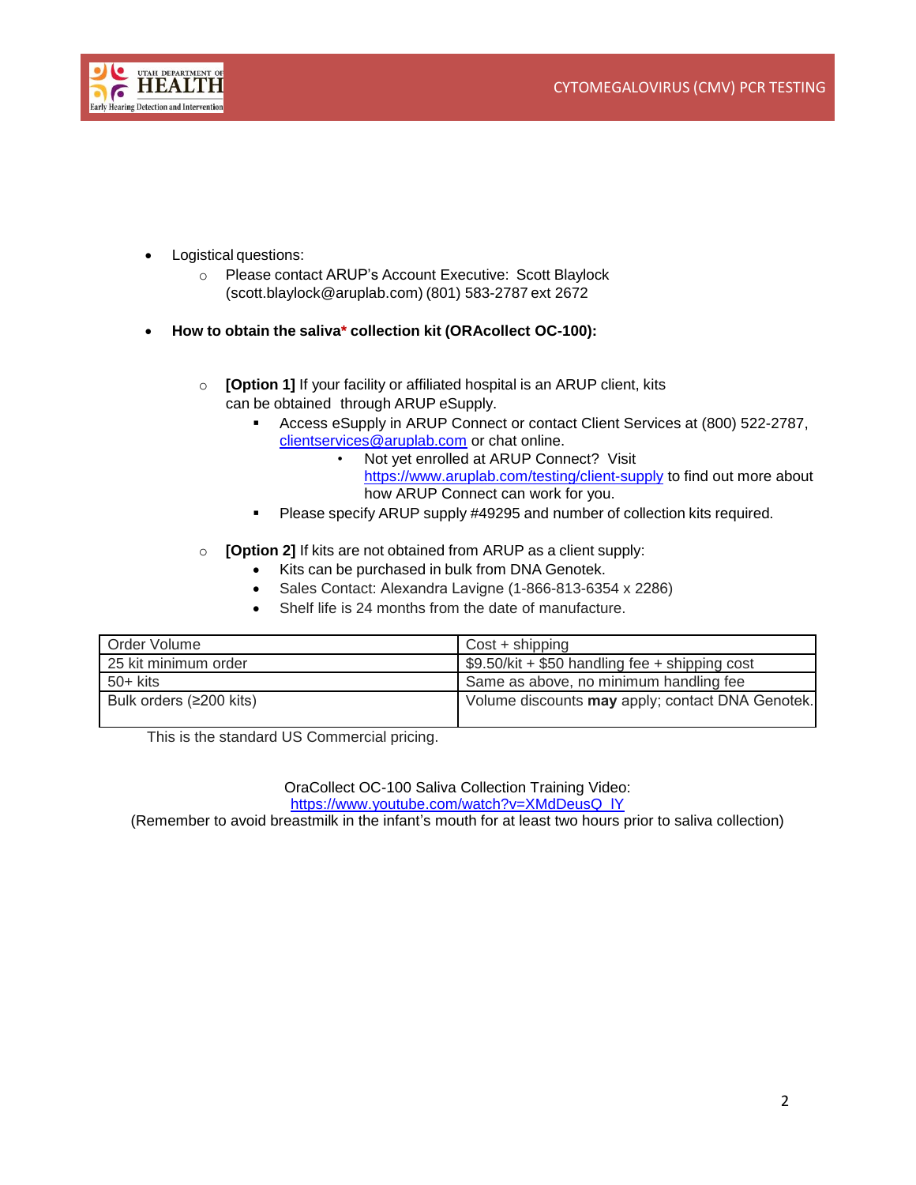- Logistical questions:
  - Please contact ARUP's Account Executive: Scott Blaylock (scott.blaylock@aruplab.com) (801) 583-2787 ext 2672

- **How to obtain the saliva* collection kit (ORAcollect OC-100):**

  - **[Option 1]** If your facility or affiliated hospital is an ARUP client, kits can be obtained through ARUP eSupply.
    - Access eSupply in ARUP Connect or contact Client Services at (800) 522-2787, clientservices@aruplab.com or chat online.
      - Not yet enrolled at ARUP Connect? Visit https://www.aruplab.com/testing/client-supply to find out more about how ARUP Connect can work for you.
    - Please specify ARUP supply #49295 and number of collection kits required.

  - **[Option 2]** If kits are not obtained from ARUP as a client supply:
    - Kits can be purchased in bulk from DNA Genotek.
    - Sales Contact: Alexandra Lavigne (1-866-813-6354 x 2286)
    - Shelf life is 24 months from the date of manufacture.

| Order Volume | Cost + shipping |
|---|---|
| 25 kit minimum order | $9.50/kit + $50 handling fee + shipping cost |
| 50+ kits | Same as above, no minimum handling fee |
| Bulk orders (≥200 kits) | Volume discounts **may** apply; contact DNA Genotek. |

This is the standard US Commercial pricing.

OraCollect OC-100 Saliva Collection Training Video:
https://www.youtube.com/watch?v=XMdDeusQ_lY
(Remember to avoid breastmilk in the infant's mouth for at least two hours prior to saliva collection)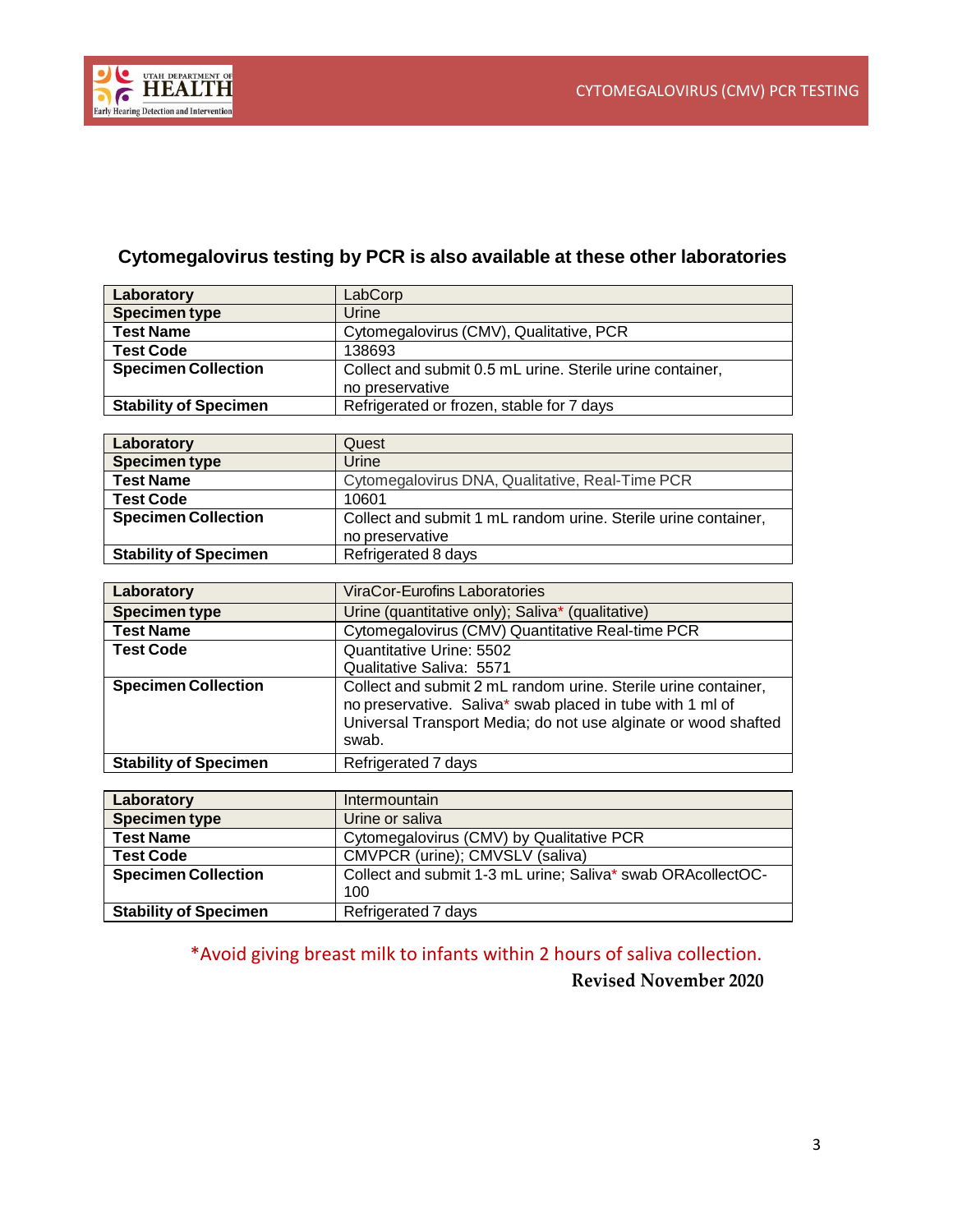## Cytomegalovirus testing by PCR is also available at these other laboratories

| | |
|---|---|
| **Laboratory** | LabCorp |
| **Specimen type** | Urine |
| **Test Name** | Cytomegalovirus (CMV), Qualitative, PCR |
| **Test Code** | 138693 |
| **Specimen Collection** | Collect and submit 0.5 mL urine. Sterile urine container, no preservative |
| **Stability of Specimen** | Refrigerated or frozen, stable for 7 days |

| | |
|---|---|
| **Laboratory** | Quest |
| **Specimen type** | Urine |
| **Test Name** | Cytomegalovirus DNA, Qualitative, Real-Time PCR |
| **Test Code** | 10601 |
| **Specimen Collection** | Collect and submit 1 mL random urine. Sterile urine container, no preservative |
| **Stability of Specimen** | Refrigerated 8 days |

| | |
|---|---|
| **Laboratory** | ViraCor-Eurofins Laboratories |
| **Specimen type** | Urine (quantitative only); Saliva* (qualitative) |
| **Test Name** | Cytomegalovirus (CMV) Quantitative Real-time PCR |
| **Test Code** | Quantitative Urine: 5502<br>Qualitative Saliva: 5571 |
| **Specimen Collection** | Collect and submit 2 mL random urine. Sterile urine container, no preservative. Saliva* swab placed in tube with 1 ml of Universal Transport Media; do not use alginate or wood shafted swab. |
| **Stability of Specimen** | Refrigerated 7 days |

| | |
|---|---|
| **Laboratory** | Intermountain |
| **Specimen type** | Urine or saliva |
| **Test Name** | Cytomegalovirus (CMV) by Qualitative PCR |
| **Test Code** | CMVPCR (urine); CMVSLV (saliva) |
| **Specimen Collection** | Collect and submit 1-3 mL urine; Saliva* swab ORAcollectOC-100 |
| **Stability of Specimen** | Refrigerated 7 days |

*Avoid giving breast milk to infants within 2 hours of saliva collection.

**Revised November 2020**